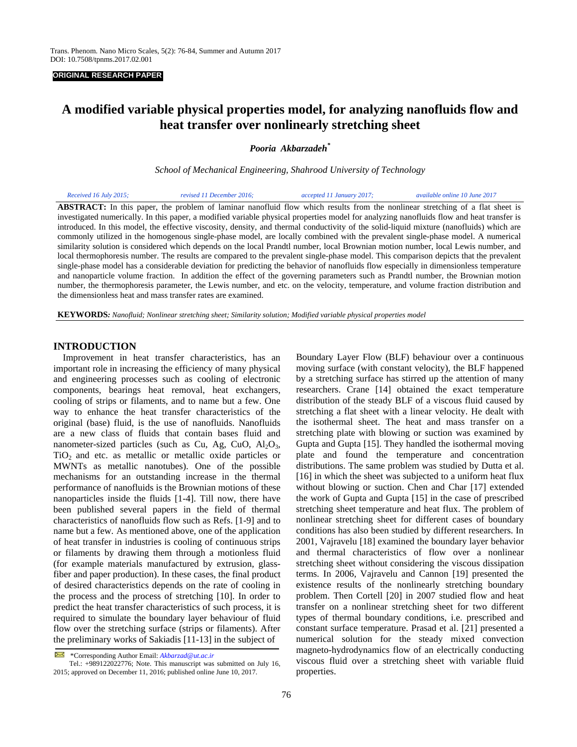ORIGINAL RESEARCH PAPER

# A modified variable physical properties model, for analyzing nanofluids flow and heat transfer over nonlinearly stretching sheet

***Pooria Akbarzadeh****

*School of Mechanical Engineering, Shahrood University of Technology*

*Received 16 July 2015; revised 11 December 2016; accepted 11 January 2017; available online 10 June 2017*

**ABSTRACT:** In this paper, the problem of laminar nanofluid flow which results from the nonlinear stretching of a flat sheet is investigated numerically. In this paper, a modified variable physical properties model for analyzing nanofluids flow and heat transfer is introduced. In this model, the effective viscosity, density, and thermal conductivity of the solid-liquid mixture (nanofluids) which are commonly utilized in the homogenous single-phase model, are locally combined with the prevalent single-phase model. A numerical similarity solution is considered which depends on the local Prandtl number, local Brownian motion number, local Lewis number, and local thermophoresis number. The results are compared to the prevalent single-phase model. This comparison depicts that the prevalent single-phase model has a considerable deviation for predicting the behavior of nanofluids flow especially in dimensionless temperature and nanoparticle volume fraction. In addition the effect of the governing parameters such as Prandtl number, the Brownian motion number, the thermophoresis parameter, the Lewis number, and etc. on the velocity, temperature, and volume fraction distribution and the dimensionless heat and mass transfer rates are examined.

**KEYWORDS:** *Nanofluid; Nonlinear stretching sheet; Similarity solution; Modified variable physical properties model*

## INTRODUCTION

Improvement in heat transfer characteristics, has an important role in increasing the efficiency of many physical and engineering processes such as cooling of electronic components, bearings heat removal, heat exchangers, cooling of strips or filaments, and to name but a few. One way to enhance the heat transfer characteristics of the original (base) fluid, is the use of nanofluids. Nanofluids are a new class of fluids that contain bases fluid and nanometer-sized particles (such as Cu, Ag, CuO, $Al_2O_3$, $TiO_2$ and etc. as metallic or metallic oxide particles or MWNTs as metallic nanotubes). One of the possible mechanisms for an outstanding increase in the thermal performance of nanofluids is the Brownian motions of these nanoparticles inside the fluids [1-4]. Till now, there have been published several papers in the field of thermal characteristics of nanofluids flow such as Refs. [1-9] and to name but a few. As mentioned above, one of the application of heat transfer in industries is cooling of continuous strips or filaments by drawing them through a motionless fluid (for example materials manufactured by extrusion, glass-fiber and paper production). In these cases, the final product of desired characteristics depends on the rate of cooling in the process and the process of stretching [10]. In order to predict the heat transfer characteristics of such process, it is required to simulate the boundary layer behaviour of fluid flow over the stretching surface (strips or filaments). After the preliminary works of Sakiadis [11-13] in the subject of Boundary Layer Flow (BLF) behaviour over a continuous moving surface (with constant velocity), the BLF happened by a stretching surface has stirred up the attention of many researchers. Crane [14] obtained the exact temperature distribution of the steady BLF of a viscous fluid caused by stretching a flat sheet with a linear velocity. He dealt with the isothermal sheet. The heat and mass transfer on a stretching plate with blowing or suction was examined by Gupta and Gupta [15]. They handled the isothermal moving plate and found the temperature and concentration distributions. The same problem was studied by Dutta et al. [16] in which the sheet was subjected to a uniform heat flux without blowing or suction. Chen and Char [17] extended the work of Gupta and Gupta [15] in the case of prescribed stretching sheet temperature and heat flux. The problem of nonlinear stretching sheet for different cases of boundary conditions has also been studied by different researchers. In 2001, Vajravelu [18] examined the boundary layer behavior and thermal characteristics of flow over a nonlinear stretching sheet without considering the viscous dissipation terms. In 2006, Vajravelu and Cannon [19] presented the existence results of the nonlinearly stretching boundary problem. Then Cortell [20] in 2007 studied flow and heat transfer on a nonlinear stretching sheet for two different types of thermal boundary conditions, i.e. prescribed and constant surface temperature. Prasad et al. [21] presented a numerical solution for the steady mixed convection magneto-hydrodynamics flow of an electrically conducting viscous fluid over a stretching sheet with variable fluid properties.

*Corresponding Author Email: Akbarzad@ut.ac.ir
Tel.: +989122022776; Note. This manuscript was submitted on July 16, 2015; approved on December 11, 2016; published online June 10, 2017.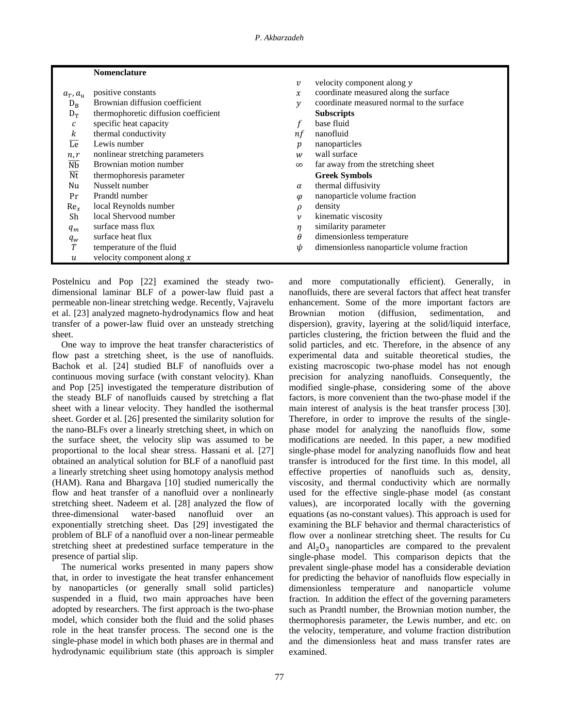**Nomenclature**

| Symbol | Description | Symbol | Description |
|---|---|---|---|
| $a_T, a_u$ | positive constants | $v$ | velocity component along $y$ |
| $\mathrm{D_B}$ | Brownian diffusion coefficient | $x$ | coordinate measured along the surface |
| $\mathrm{D_T}$ | thermophoretic diffusion coefficient | $y$ | coordinate measured normal to the surface |
| $c$ | specific heat capacity | | **Subscripts** |
| $k$ | thermal conductivity | $f$ | base fluid |
| $\overline{\mathrm{Le}}$ | Lewis number | $nf$ | nanofluid |
| $n, r$ | nonlinear stretching parameters | $p$ | nanoparticles |
| $\overline{\mathrm{Nb}}$ | Brownian motion number | $w$ | wall surface |
| $\overline{\mathrm{Nt}}$ | thermophoresis parameter | $\infty$ | far away from the stretching sheet |
| Nu | Nusselt number | | **Greek Symbols** |
| Pr | Prandtl number | $\alpha$ | thermal diffusivity |
| $\mathrm{Re}_x$ | local Reynolds number | $\varphi$ | nanoparticle volume fraction |
| Sh | local Shervood number | $\rho$ | density |
| $q_m$ | surface mass flux | $\nu$ | kinematic viscosity |
| $q_w$ | surface heat flux | $\eta$ | similarity parameter |
| $T$ | temperature of the fluid | $\theta$ | dimensionless temperature |
| $u$ | velocity component along $x$ | $\psi$ | dimensionless nanoparticle volume fraction |

Postelnicu and Pop [22] examined the steady two-dimensional laminar BLF of a power-law fluid past a permeable non-linear stretching wedge. Recently, Vajravelu et al. [23] analyzed magneto-hydrodynamics flow and heat transfer of a power-law fluid over an unsteady stretching sheet.

One way to improve the heat transfer characteristics of flow past a stretching sheet, is the use of nanofluids. Bachok et al. [24] studied BLF of nanofluids over a continuous moving surface (with constant velocity). Khan and Pop [25] investigated the temperature distribution of the steady BLF of nanofluids caused by stretching a flat sheet with a linear velocity. They handled the isothermal sheet. Gorder et al. [26] presented the similarity solution for the nano-BLFs over a linearly stretching sheet, in which on the surface sheet, the velocity slip was assumed to be proportional to the local shear stress. Hassani et al. [27] obtained an analytical solution for BLF of a nanofluid past a linearly stretching sheet using homotopy analysis method (HAM). Rana and Bhargava [10] studied numerically the flow and heat transfer of a nanofluid over a nonlinearly stretching sheet. Nadeem et al. [28] analyzed the flow of three-dimensional water-based nanofluid over an exponentially stretching sheet. Das [29] investigated the problem of BLF of a nanofluid over a non-linear permeable stretching sheet at predestined surface temperature in the presence of partial slip.

The numerical works presented in many papers show that, in order to investigate the heat transfer enhancement by nanoparticles (or generally small solid particles) suspended in a fluid, two main approaches have been adopted by researchers. The first approach is the two-phase model, which consider both the fluid and the solid phases role in the heat transfer process. The second one is the single-phase model in which both phases are in thermal and hydrodynamic equilibrium state (this approach is simpler and more computationally efficient). Generally, in nanofluids, there are several factors that affect heat transfer enhancement. Some of the more important factors are Brownian motion (diffusion, sedimentation, and dispersion), gravity, layering at the solid/liquid interface, particles clustering, the friction between the fluid and the solid particles, and etc. Therefore, in the absence of any experimental data and suitable theoretical studies, the existing macroscopic two-phase model has not enough precision for analyzing nanofluids. Consequently, the modified single-phase, considering some of the above factors, is more convenient than the two-phase model if the main interest of analysis is the heat transfer process [30]. Therefore, in order to improve the results of the single-phase model for analyzing the nanofluids flow, some modifications are needed. In this paper, a new modified single-phase model for analyzing nanofluids flow and heat transfer is introduced for the first time. In this model, all effective properties of nanofluids such as, density, viscosity, and thermal conductivity which are normally used for the effective single-phase model (as constant values), are incorporated locally with the governing equations (as no-constant values). This approach is used for examining the BLF behavior and thermal characteristics of flow over a nonlinear stretching sheet. The results for Cu and $Al_2O_3$ nanoparticles are compared to the prevalent single-phase model. This comparison depicts that the prevalent single-phase model has a considerable deviation for predicting the behavior of nanofluids flow especially in dimensionless temperature and nanoparticle volume fraction. In addition the effect of the governing parameters such as Prandtl number, the Brownian motion number, the thermophoresis parameter, the Lewis number, and etc. on the velocity, temperature, and volume fraction distribution and the dimensionless heat and mass transfer rates are examined.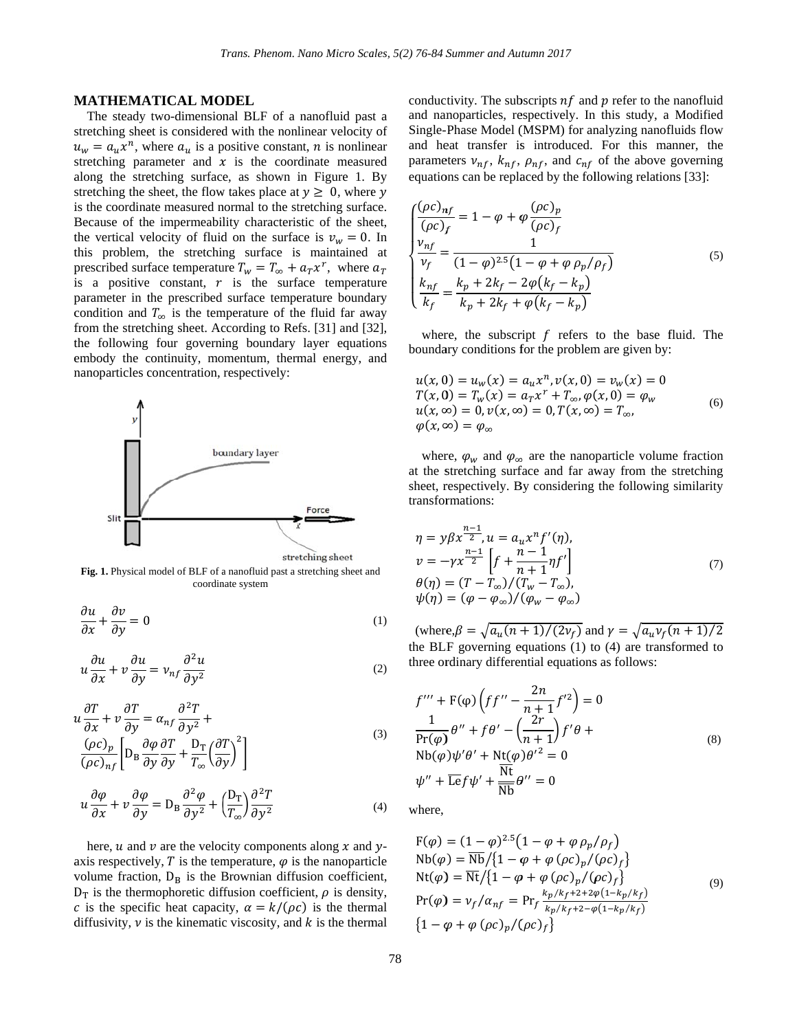## MATHEMATICAL MODEL

The steady two-dimensional BLF of a nanofluid past a stretching sheet is considered with the nonlinear velocity of $u_w = a_u x^n$, where $a_u$ is a positive constant, $n$ is nonlinear stretching parameter and $x$ is the coordinate measured along the stretching surface, as shown in Figure 1. By stretching the sheet, the flow takes place at $y \geq 0$, where $y$ is the coordinate measured normal to the stretching surface. Because of the impermeability characteristic of the sheet, the vertical velocity of fluid on the surface is $v_w = 0$. In this problem, the stretching surface is maintained at prescribed surface temperature $T_w = T_\infty + a_T x^r$, where $a_T$ is a positive constant, $r$ is the surface temperature parameter in the prescribed surface temperature boundary condition and $T_\infty$ is the temperature of the fluid far away from the stretching sheet. According to Refs. [31] and [32], the following four governing boundary layer equations embody the continuity, momentum, thermal energy, and nanoparticles concentration, respectively:

**Fig. 1.** Physical model of BLF of a nanofluid past a stretching sheet and coordinate system

$$\frac{\partial u}{\partial x} + \frac{\partial v}{\partial y} = 0 \tag{1}$$

$$u\frac{\partial u}{\partial x} + v\frac{\partial u}{\partial y} = \nu_{nf}\frac{\partial^2 u}{\partial y^2} \tag{2}$$

$$u\frac{\partial T}{\partial x} + v\frac{\partial T}{\partial y} = \alpha_{nf}\frac{\partial^2 T}{\partial y^2} + \frac{(\rho c)_p}{(\rho c)_{nf}}\left[\mathrm{D_B}\frac{\partial \varphi}{\partial y}\frac{\partial T}{\partial y} + \frac{\mathrm{D_T}}{T_\infty}\left(\frac{\partial T}{\partial y}\right)^2\right] \tag{3}$$

$$u\frac{\partial \varphi}{\partial x} + v\frac{\partial \varphi}{\partial y} = \mathrm{D_B}\frac{\partial^2 \varphi}{\partial y^2} + \left(\frac{\mathrm{D_T}}{T_\infty}\right)\frac{\partial^2 T}{\partial y^2} \tag{4}$$

here, $u$ and $v$ are the velocity components along $x$ and $y$-axis respectively, $T$ is the temperature, $\varphi$ is the nanoparticle volume fraction, $\mathrm{D_B}$ is the Brownian diffusion coefficient, $\mathrm{D_T}$ is the thermophoretic diffusion coefficient, $\rho$ is density, $c$ is the specific heat capacity, $\alpha = k/(\rho c)$ is the thermal diffusivity, $\nu$ is the kinematic viscosity, and $k$ is the thermal conductivity. The subscripts $nf$ and $p$ refer to the nanofluid and nanoparticles, respectively. In this study, a Modified Single-Phase Model (MSPM) for analyzing nanofluids flow and heat transfer is introduced. For this manner, the parameters $\nu_{nf}$, $k_{nf}$, $\rho_{nf}$, and $c_{nf}$ of the above governing equations can be replaced by the following relations [33]:

$$\begin{cases} \dfrac{(\rho c)_{nf}}{(\rho c)_f} = 1 - \varphi + \varphi\dfrac{(\rho c)_p}{(\rho c)_f} \\ \dfrac{\nu_{nf}}{\nu_f} = \dfrac{1}{(1-\varphi)^{2.5}\left(1 - \varphi + \varphi\,\rho_p/\rho_f\right)} \\ \dfrac{k_{nf}}{k_f} = \dfrac{k_p + 2k_f - 2\varphi\left(k_f - k_p\right)}{k_p + 2k_f + \varphi\left(k_f - k_p\right)} \end{cases} \tag{5}$$

where, the subscript $f$ refers to the base fluid. The boundary conditions for the problem are given by:

$$\begin{aligned} &u(x,0) = u_w(x) = a_u x^n, v(x,0) = v_w(x) = 0 \\ &T(x,0) = T_w(x) = a_T x^r + T_\infty, \varphi(x,0) = \varphi_w \\ &u(x,\infty) = 0, v(x,\infty) = 0, T(x,\infty) = T_\infty, \\ &\varphi(x,\infty) = \varphi_\infty \end{aligned} \tag{6}$$

where, $\varphi_w$ and $\varphi_\infty$ are the nanoparticle volume fraction at the stretching surface and far away from the stretching sheet, respectively. By considering the following similarity transformations:

$$\begin{aligned} &\eta = y\beta x^{\frac{n-1}{2}}, u = a_u x^n f'(\eta), \\ &v = -\gamma x^{\frac{n-1}{2}}\left[f + \frac{n-1}{n+1}\eta f'\right] \\ &\theta(\eta) = (T - T_\infty)/(T_w - T_\infty), \\ &\psi(\eta) = (\varphi - \varphi_\infty)/(\varphi_w - \varphi_\infty) \end{aligned} \tag{7}$$

(where, $\beta = \sqrt{a_u(n+1)/(2\nu_f)}$ and $\gamma = \sqrt{a_u\nu_f(n+1)/2}$ the BLF governing equations (1) to (4) are transformed to three ordinary differential equations as follows:

$$\begin{aligned} &f''' + \mathrm{F}(\varphi)\left(ff'' - \frac{2n}{n+1}f'^2\right) = 0 \\ &\frac{1}{\Pr(\varphi)}\theta'' + f\theta' - \left(\frac{2r}{n+1}\right)f'\theta + \\ &\mathrm{Nb}(\varphi)\psi'\theta' + \mathrm{Nt}(\varphi)\theta'^2 = 0 \\ &\psi'' + \overline{\mathrm{Le}}f\psi' + \frac{\overline{\mathrm{Nt}}}{\overline{\mathrm{Nb}}}\theta'' = 0 \end{aligned} \tag{8}$$

where,

$$\begin{aligned} &\mathrm{F}(\varphi) = (1-\varphi)^{2.5}\left(1 - \varphi + \varphi\,\rho_p/\rho_f\right) \\ &\mathrm{Nb}(\varphi) = \overline{\mathrm{Nb}}/\left\{1 - \varphi + \varphi\,(\rho c)_p/(\rho c)_f\right\} \\ &\mathrm{Nt}(\varphi) = \overline{\mathrm{Nt}}/\left\{1 - \varphi + \varphi\,(\rho c)_p/(\rho c)_f\right\} \\ &\Pr(\varphi) = \nu_f/\alpha_{nf} = \Pr_f\frac{k_p/k_f + 2 + 2\varphi\left(1 - k_p/k_f\right)}{k_p/k_f + 2 - \varphi\left(1 - k_p/k_f\right)} \\ &\left\{1 - \varphi + \varphi\,(\rho c)_p/(\rho c)_f\right\} \end{aligned} \tag{9}$$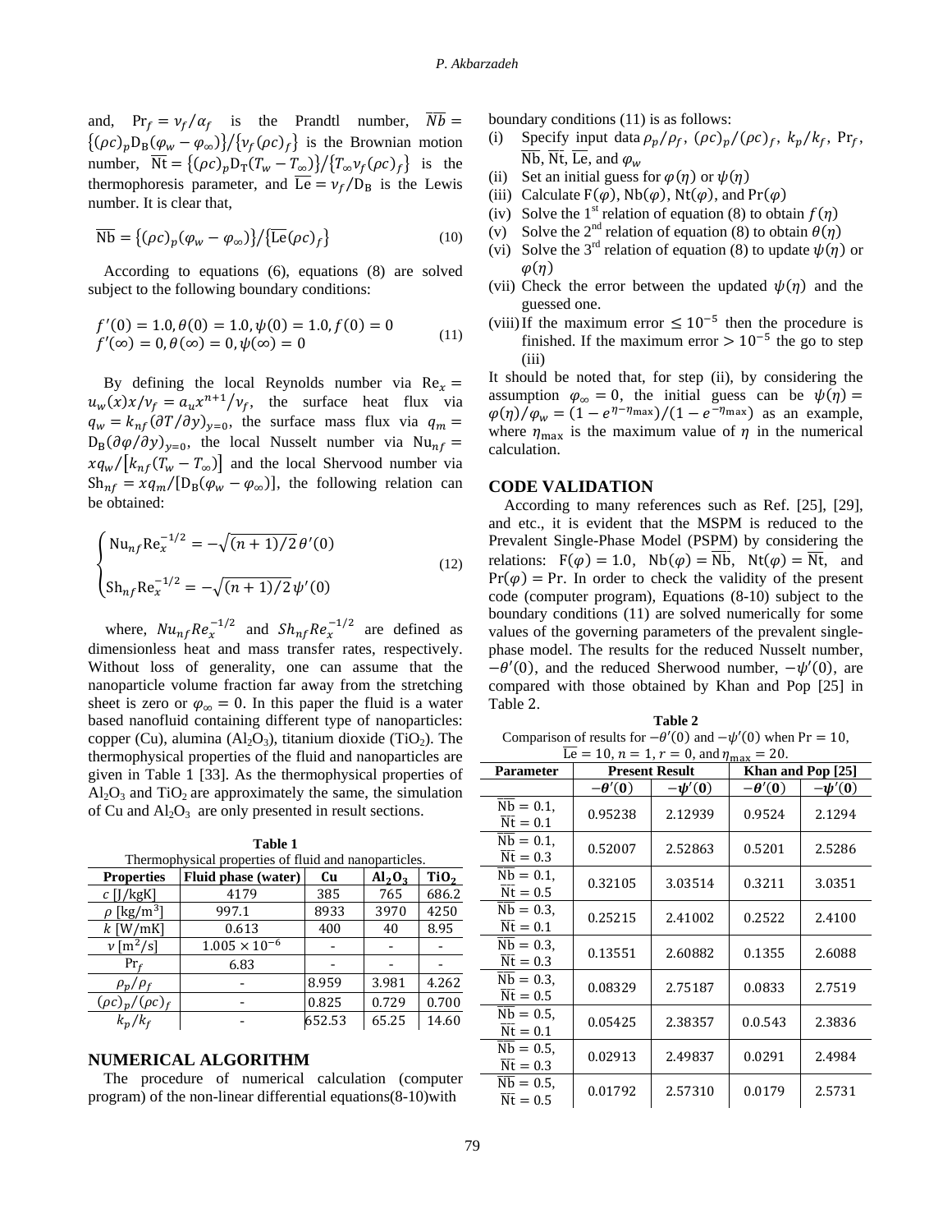and, $\mathrm{Pr}_f = \nu_f/\alpha_f$ is the Prandtl number, $\overline{Nb} = \{(\rho c)_p \mathrm{D_B}(\varphi_w - \varphi_\infty)\}/\{\nu_f(\rho c)_f\}$ is the Brownian motion number, $\overline{\mathrm{Nt}} = \{(\rho c)_p \mathrm{D_T}(T_w - T_\infty)\}/\{T_\infty \nu_f (\rho c)_f\}$ is the thermophoresis parameter, and $\overline{\mathrm{Le}} = \nu_f/\mathrm{D_B}$ is the Lewis number. It is clear that,

$$\overline{\mathrm{Nb}} = \{(\rho c)_p(\varphi_w - \varphi_\infty)\}/\{\overline{\mathrm{Le}}(\rho c)_f\} \tag{10}$$

According to equations (6), equations (8) are solved subject to the following boundary conditions:

$$\begin{aligned} &f'(0) = 1.0, \theta(0) = 1.0, \psi(0) = 1.0, f(0) = 0 \\ &f'(\infty) = 0, \theta(\infty) = 0, \psi(\infty) = 0 \end{aligned} \tag{11}$$

By defining the local Reynolds number via $\mathrm{Re}_x = u_w(x)x/\nu_f = a_u x^{n+1}/\nu_f$, the surface heat flux via $q_w = k_{nf}(\partial T/\partial y)_{y=0}$, the surface mass flux via $q_m = \mathrm{D_B}(\partial\varphi/\partial y)_{y=0}$, the local Nusselt number via $\mathrm{Nu}_{nf} = xq_w/[k_{nf}(T_w - T_\infty)]$ and the local Shervood number via $\mathrm{Sh}_{nf} = xq_m/[\mathrm{D_B}(\varphi_w - \varphi_\infty)]$, the following relation can be obtained:

$$\begin{cases} \mathrm{Nu}_{nf}\mathrm{Re}_x^{-1/2} = -\sqrt{(n+1)/2}\,\theta'(0) \\ \mathrm{Sh}_{nf}\mathrm{Re}_x^{-1/2} = -\sqrt{(n+1)/2}\,\psi'(0) \end{cases} \tag{12}$$

where, $Nu_{nf}Re_x^{-1/2}$ and $Sh_{nf}Re_x^{-1/2}$ are defined as dimensionless heat and mass transfer rates, respectively. Without loss of generality, one can assume that the nanoparticle volume fraction far away from the stretching sheet is zero or $\varphi_\infty = 0$. In this paper the fluid is a water based nanofluid containing different type of nanoparticles: copper (Cu), alumina ($Al_2O_3$), titanium dioxide ($TiO_2$). The thermophysical properties of the fluid and nanoparticles are given in Table 1 [33]. As the thermophysical properties of $Al_2O_3$ and $TiO_2$ are approximately the same, the simulation of Cu and $Al_2O_3$ are only presented in result sections.

**Table 1**
Thermophysical properties of fluid and nanoparticles.

| Properties | Fluid phase (water) | Cu | $Al_2O_3$ | $TiO_2$ |
|---|---|---|---|---|
| $c$ [J/kgK] | 4179 | 385 | 765 | 686.2 |
| $\rho$ [kg/m$^3$] | 997.1 | 8933 | 3970 | 4250 |
| $k$ [W/mK] | 0.613 | 400 | 40 | 8.95 |
| $\nu$ [m$^2$/s] | $1.005 \times 10^{-6}$ | - | - | - |
| $\mathrm{Pr}_f$ | 6.83 | - | - | - |
| $\rho_p/\rho_f$ | - | 8.959 | 3.981 | 4.262 |
| $(\rho c)_p/(\rho c)_f$ | - | 0.825 | 0.729 | 0.700 |
| $k_p/k_f$ | - | 652.53 | 65.25 | 14.60 |

## NUMERICAL ALGORITHM

The procedure of numerical calculation (computer program) of the non-linear differential equations(8-10)with boundary conditions (11) is as follows:

(i) Specify input data $\rho_p/\rho_f$, $(\rho c)_p/(\rho c)_f$, $k_p/k_f$, $\mathrm{Pr}_f$, $\overline{\mathrm{Nb}}$, $\overline{\mathrm{Nt}}$, $\overline{\mathrm{Le}}$, and $\varphi_w$
(ii) Set an initial guess for $\varphi(\eta)$ or $\psi(\eta)$
(iii) Calculate $\mathrm{F}(\varphi)$, $\mathrm{Nb}(\varphi)$, $\mathrm{Nt}(\varphi)$, and $\mathrm{Pr}(\varphi)$
(iv) Solve the 1st relation of equation (8) to obtain $f(\eta)$
(v) Solve the 2nd relation of equation (8) to obtain $\theta(\eta)$
(vi) Solve the 3rd relation of equation (8) to update $\psi(\eta)$ or $\varphi(\eta)$
(vii) Check the error between the updated $\psi(\eta)$ and the guessed one.
(viii) If the maximum error $\leq 10^{-5}$ then the procedure is finished. If the maximum error $> 10^{-5}$ the go to step (iii)

It should be noted that, for step (ii), by considering the assumption $\varphi_\infty = 0$, the initial guess can be $\psi(\eta) = \varphi(\eta)/\varphi_w = (1 - e^{\eta - \eta_{\max}})/(1 - e^{-\eta_{\max}})$ as an example, where $\eta_{\max}$ is the maximum value of $\eta$ in the numerical calculation.

## CODE VALIDATION

According to many references such as Ref. [25], [29], and etc., it is evident that the MSPM is reduced to the Prevalent Single-Phase Model (PSPM) by considering the relations: $\mathrm{F}(\varphi) = 1.0$, $\mathrm{Nb}(\varphi) = \overline{\mathrm{Nb}}$, $\mathrm{Nt}(\varphi) = \overline{\mathrm{Nt}}$, and $\mathrm{Pr}(\varphi) = \mathrm{Pr}$. In order to check the validity of the present code (computer program), Equations (8-10) subject to the boundary conditions (11) are solved numerically for some values of the governing parameters of the prevalent single-phase model. The results for the reduced Nusselt number, $-\theta'(0)$, and the reduced Sherwood number, $-\psi'(0)$, are compared with those obtained by Khan and Pop [25] in Table 2.

**Table 2**
Comparison of results for $-\theta'(0)$ and $-\psi'(0)$ when $\mathrm{Pr} = 10$, $\overline{\mathrm{Le}} = 10$, $n = 1$, $r = 0$, and $\eta_{\max} = 20$.

| Parameter | Present Result | | Khan and Pop [25] | |
|---|---|---|---|---|
| | $-\theta'(0)$ | $-\psi'(0)$ | $-\theta'(0)$ | $-\psi'(0)$ |
| $\overline{\mathrm{Nb}} = 0.1$, $\overline{\mathrm{Nt}} = 0.1$ | 0.95238 | 2.12939 | 0.9524 | 2.1294 |
| $\overline{\mathrm{Nb}} = 0.1$, $\overline{\mathrm{Nt}} = 0.3$ | 0.52007 | 2.52863 | 0.5201 | 2.5286 |
| $\overline{\mathrm{Nb}} = 0.1$, $\overline{\mathrm{Nt}} = 0.5$ | 0.32105 | 3.03514 | 0.3211 | 3.0351 |
| $\overline{\mathrm{Nb}} = 0.3$, $\overline{\mathrm{Nt}} = 0.1$ | 0.25215 | 2.41002 | 0.2522 | 2.4100 |
| $\overline{\mathrm{Nb}} = 0.3$, $\overline{\mathrm{Nt}} = 0.3$ | 0.13551 | 2.60882 | 0.1355 | 2.6088 |
| $\overline{\mathrm{Nb}} = 0.3$, $\overline{\mathrm{Nt}} = 0.5$ | 0.08329 | 2.75187 | 0.0833 | 2.7519 |
| $\overline{\mathrm{Nb}} = 0.5$, $\overline{\mathrm{Nt}} = 0.1$ | 0.05425 | 2.38357 | 0.0.543 | 2.3836 |
| $\overline{\mathrm{Nb}} = 0.5$, $\overline{\mathrm{Nt}} = 0.3$ | 0.02913 | 2.49837 | 0.0291 | 2.4984 |
| $\overline{\mathrm{Nb}} = 0.5$, $\overline{\mathrm{Nt}} = 0.5$ | 0.01792 | 2.57310 | 0.0179 | 2.5731 |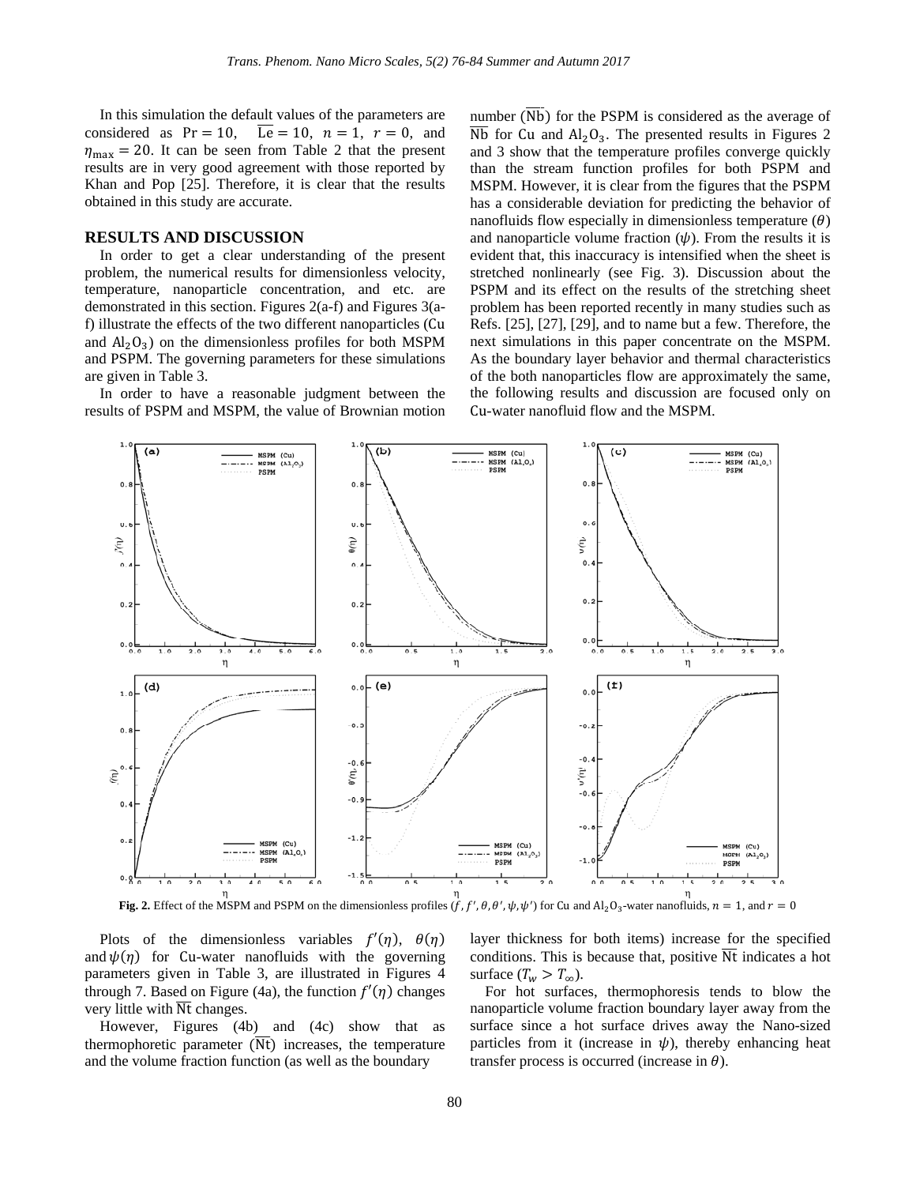In this simulation the default values of the parameters are considered as $\mathrm{Pr} = 10$, $\overline{\mathrm{Le}} = 10$, $n = 1$, $r = 0$, and $\eta_{\max} = 20$. It can be seen from Table 2 that the present results are in very good agreement with those reported by Khan and Pop [25]. Therefore, it is clear that the results obtained in this study are accurate.

## RESULTS AND DISCUSSION

In order to get a clear understanding of the present problem, the numerical results for dimensionless velocity, temperature, nanoparticle concentration, and etc. are demonstrated in this section. Figures 2(a-f) and Figures 3(a-f) illustrate the effects of the two different nanoparticles (Cu and $Al_2O_3$) on the dimensionless profiles for both MSPM and PSPM. The governing parameters for these simulations are given in Table 3.

In order to have a reasonable judgment between the results of PSPM and MSPM, the value of Brownian motion number ($\overline{\mathrm{Nb}}$) for the PSPM is considered as the average of $\overline{\mathrm{Nb}}$ for Cu and $Al_2O_3$. The presented results in Figures 2 and 3 show that the temperature profiles converge quickly than the stream function profiles for both PSPM and MSPM. However, it is clear from the figures that the PSPM has a considerable deviation for predicting the behavior of nanofluids flow especially in dimensionless temperature ($\theta$) and nanoparticle volume fraction ($\psi$). From the results it is evident that, this inaccuracy is intensified when the sheet is stretched nonlinearly (see Fig. 3). Discussion about the PSPM and its effect on the results of the stretching sheet problem has been reported recently in many studies such as Refs. [25], [27], [29], and to name but a few. Therefore, the next simulations in this paper concentrate on the MSPM. As the boundary layer behavior and thermal characteristics of the both nanoparticles flow are approximately the same, the following results and discussion are focused only on Cu-water nanofluid flow and the MSPM.

**Fig. 2.** Effect of the MSPM and PSPM on the dimensionless profiles ($f, f', \theta, \theta', \psi, \psi'$) for Cu and $Al_2O_3$-water nanofluids, $n = 1$, and $r = 0$

Plots of the dimensionless variables $f'(\eta)$, $\theta(\eta)$ and $\psi(\eta)$ for Cu-water nanofluids with the governing parameters given in Table 3, are illustrated in Figures 4 through 7. Based on Figure (4a), the function $f'(\eta)$ changes very little with $\overline{\mathrm{Nt}}$ changes.

However, Figures (4b) and (4c) show that as thermophoretic parameter ($\overline{\mathrm{Nt}}$) increases, the temperature and the volume fraction function (as well as the boundary layer thickness for both items) increase for the specified conditions. This is because that, positive $\overline{\mathrm{Nt}}$ indicates a hot surface ($T_w > T_\infty$).

For hot surfaces, thermophoresis tends to blow the nanoparticle volume fraction boundary layer away from the surface since a hot surface drives away the Nano-sized particles from it (increase in $\psi$), thereby enhancing heat transfer process is occurred (increase in $\theta$).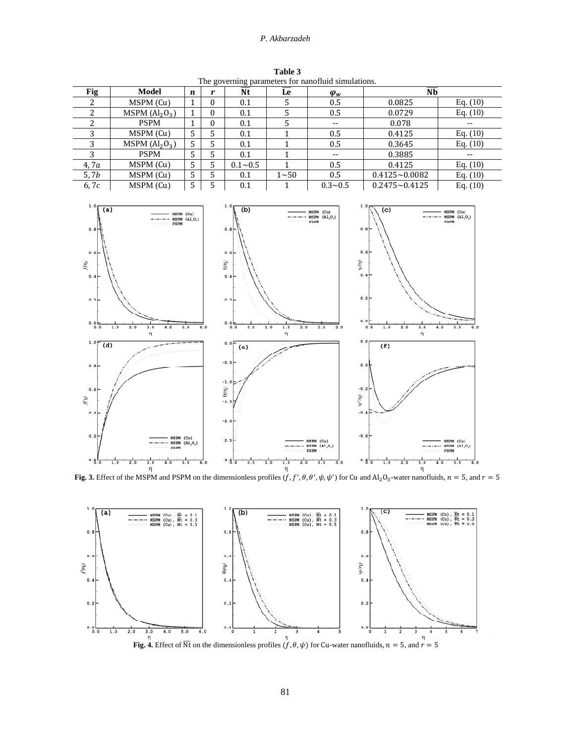**Table 3**
The governing parameters for nanofluid simulations.

| Fig | Model | $n$ | $r$ | $\overline{\mathrm{Nt}}$ | $\overline{\mathrm{Le}}$ | $\varphi_w$ | $\overline{\mathrm{Nb}}$ | |
|---|---|---|---|---|---|---|---|---|
| 2 | MSPM (Cu) | 1 | 0 | 0.1 | 5 | 0.5 | 0.0825 | Eq. (10) |
| 2 | MSPM ($Al_2O_3$) | 1 | 0 | 0.1 | 5 | 0.5 | 0.0729 | Eq. (10) |
| 2 | PSPM | 1 | 0 | 0.1 | 5 | -- | 0.078 | -- |
| 3 | MSPM (Cu) | 5 | 5 | 0.1 | 1 | 0.5 | 0.4125 | Eq. (10) |
| 3 | MSPM ($Al_2O_3$) | 5 | 5 | 0.1 | 1 | 0.5 | 0.3645 | Eq. (10) |
| 3 | PSPM | 5 | 5 | 0.1 | 1 | -- | 0.3885 | -- |
| 4, 7$a$ | MSPM (Cu) | 5 | 5 | 0.1~0.5 | 1 | 0.5 | 0.4125 | Eq. (10) |
| 5, 7$b$ | MSPM (Cu) | 5 | 5 | 0.1 | 1~50 | 0.5 | 0.4125~0.0082 | Eq. (10) |
| 6, 7$c$ | MSPM (Cu) | 5 | 5 | 0.1 | 1 | 0.3~0.5 | 0.2475~0.4125 | Eq. (10) |

**Fig. 3.** Effect of the MSPM and PSPM on the dimensionless profiles ($f, f', \theta, \theta', \psi, \psi'$) for Cu and $Al_2O_3$-water nanofluids, $n = 5$, and $r = 5$

**Fig. 4.** Effect of $\overline{\mathrm{Nt}}$ on the dimensionless profiles ($f, \theta, \psi$) for Cu-water nanofluids, $n = 5$, and $r = 5$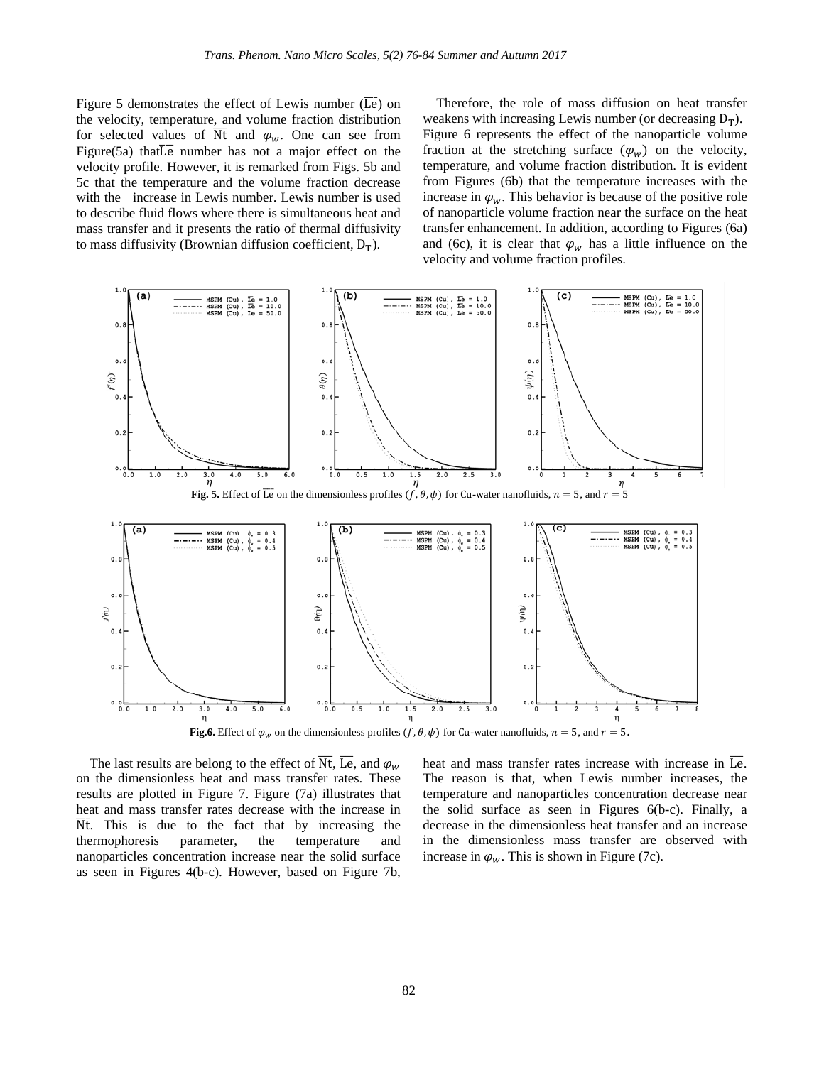Figure 5 demonstrates the effect of Lewis number ($\overline{\mathrm{Le}}$) on the velocity, temperature, and volume fraction distribution for selected values of $\overline{\mathrm{Nt}}$ and $\varphi_w$. One can see from Figure(5a) that$\overline{\mathrm{Le}}$ number has not a major effect on the velocity profile. However, it is remarked from Figs. 5b and 5c that the temperature and the volume fraction decrease with the increase in Lewis number. Lewis number is used to describe fluid flows where there is simultaneous heat and mass transfer and it presents the ratio of thermal diffusivity to mass diffusivity (Brownian diffusion coefficient, $\mathrm{D_T}$).

Therefore, the role of mass diffusion on heat transfer weakens with increasing Lewis number (or decreasing $\mathrm{D_T}$). Figure 6 represents the effect of the nanoparticle volume fraction at the stretching surface ($\varphi_w$) on the velocity, temperature, and volume fraction distribution. It is evident from Figures (6b) that the temperature increases with the increase in $\varphi_w$. This behavior is because of the positive role of nanoparticle volume fraction near the surface on the heat transfer enhancement. In addition, according to Figures (6a) and (6c), it is clear that $\varphi_w$ has a little influence on the velocity and volume fraction profiles.

**Fig. 5.** Effect of $\overline{\mathrm{Le}}$ on the dimensionless profiles $(f, \theta, \psi)$ for Cu-water nanofluids, $n = 5$, and $r = 5$

**Fig.6.** Effect of $\varphi_w$ on the dimensionless profiles $(f, \theta, \psi)$ for Cu-water nanofluids, $n = 5$, and $r = 5$.

The last results are belong to the effect of $\overline{\mathrm{Nt}}$, $\overline{\mathrm{Le}}$, and $\varphi_w$ on the dimensionless heat and mass transfer rates. These results are plotted in Figure 7. Figure (7a) illustrates that heat and mass transfer rates decrease with the increase in $\overline{\mathrm{Nt}}$. This is due to the fact that by increasing the thermophoresis parameter, the temperature and nanoparticles concentration increase near the solid surface as seen in Figures 4(b-c). However, based on Figure 7b, heat and mass transfer rates increase with increase in $\overline{\mathrm{Le}}$. The reason is that, when Lewis number increases, the temperature and nanoparticles concentration decrease near the solid surface as seen in Figures 6(b-c). Finally, a decrease in the dimensionless heat transfer and an increase in the dimensionless mass transfer are observed with increase in $\varphi_w$. This is shown in Figure (7c).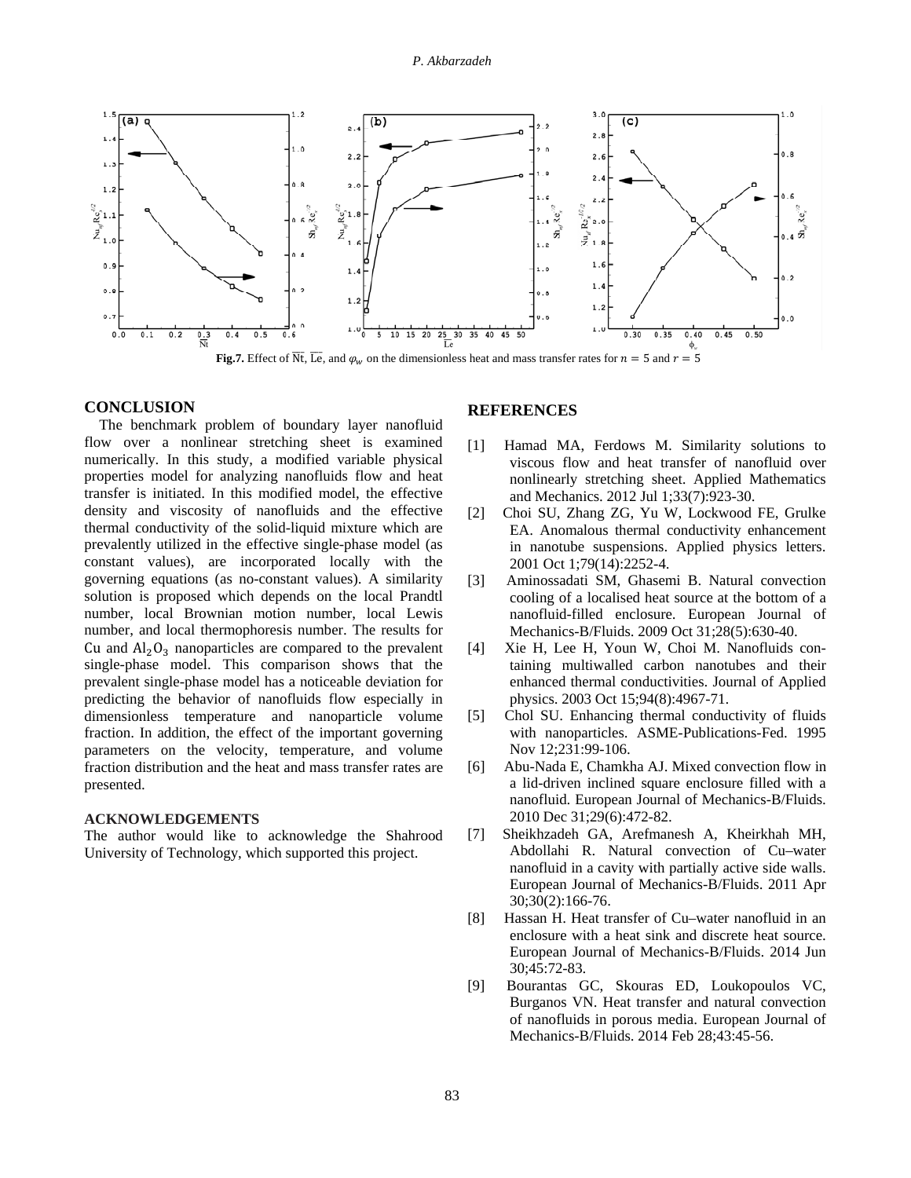Fig.7. Effect of $\overline{\mathrm{Nt}}$, $\overline{\mathrm{Le}}$, and $\varphi_w$ on the dimensionless heat and mass transfer rates for $n = 5$ and $r = 5$

## CONCLUSION

The benchmark problem of boundary layer nanofluid flow over a nonlinear stretching sheet is examined numerically. In this study, a modified variable physical properties model for analyzing nanofluids flow and heat transfer is initiated. In this modified model, the effective density and viscosity of nanofluids and the effective thermal conductivity of the solid-liquid mixture which are prevalently utilized in the effective single-phase model (as constant values), are incorporated locally with the governing equations (as no-constant values). A similarity solution is proposed which depends on the local Prandtl number, local Brownian motion number, local Lewis number, and local thermophoresis number. The results for Cu and $Al_2O_3$ nanoparticles are compared to the prevalent single-phase model. This comparison shows that the prevalent single-phase model has a noticeable deviation for predicting the behavior of nanofluids flow especially in dimensionless temperature and nanoparticle volume fraction. In addition, the effect of the important governing parameters on the velocity, temperature, and volume fraction distribution and the heat and mass transfer rates are presented.

### ACKNOWLEDGEMENTS

The author would like to acknowledge the Shahrood University of Technology, which supported this project.

## REFERENCES

[1] Hamad MA, Ferdows M. Similarity solutions to viscous flow and heat transfer of nanofluid over nonlinearly stretching sheet. Applied Mathematics and Mechanics. 2012 Jul 1;33(7):923-30.

[2] Choi SU, Zhang ZG, Yu W, Lockwood FE, Grulke EA. Anomalous thermal conductivity enhancement in nanotube suspensions. Applied physics letters. 2001 Oct 1;79(14):2252-4.

[3] Aminossadati SM, Ghasemi B. Natural convection cooling of a localised heat source at the bottom of a nanofluid-filled enclosure. European Journal of Mechanics-B/Fluids. 2009 Oct 31;28(5):630-40.

[4] Xie H, Lee H, Youn W, Choi M. Nanofluids containing multiwalled carbon nanotubes and their enhanced thermal conductivities. Journal of Applied physics. 2003 Oct 15;94(8):4967-71.

[5] Chol SU. Enhancing thermal conductivity of fluids with nanoparticles. ASME-Publications-Fed. 1995 Nov 12;231:99-106.

[6] Abu-Nada E, Chamkha AJ. Mixed convection flow in a lid-driven inclined square enclosure filled with a nanofluid. European Journal of Mechanics-B/Fluids. 2010 Dec 31;29(6):472-82.

[7] Sheikhzadeh GA, Arefmanesh A, Kheirkhah MH, Abdollahi R. Natural convection of Cu–water nanofluid in a cavity with partially active side walls. European Journal of Mechanics-B/Fluids. 2011 Apr 30;30(2):166-76.

[8] Hassan H. Heat transfer of Cu–water nanofluid in an enclosure with a heat sink and discrete heat source. European Journal of Mechanics-B/Fluids. 2014 Jun 30;45:72-83.

[9] Bourantas GC, Skouras ED, Loukopoulos VC, Burganos VN. Heat transfer and natural convection of nanofluids in porous media. European Journal of Mechanics-B/Fluids. 2014 Feb 28;43:45-56.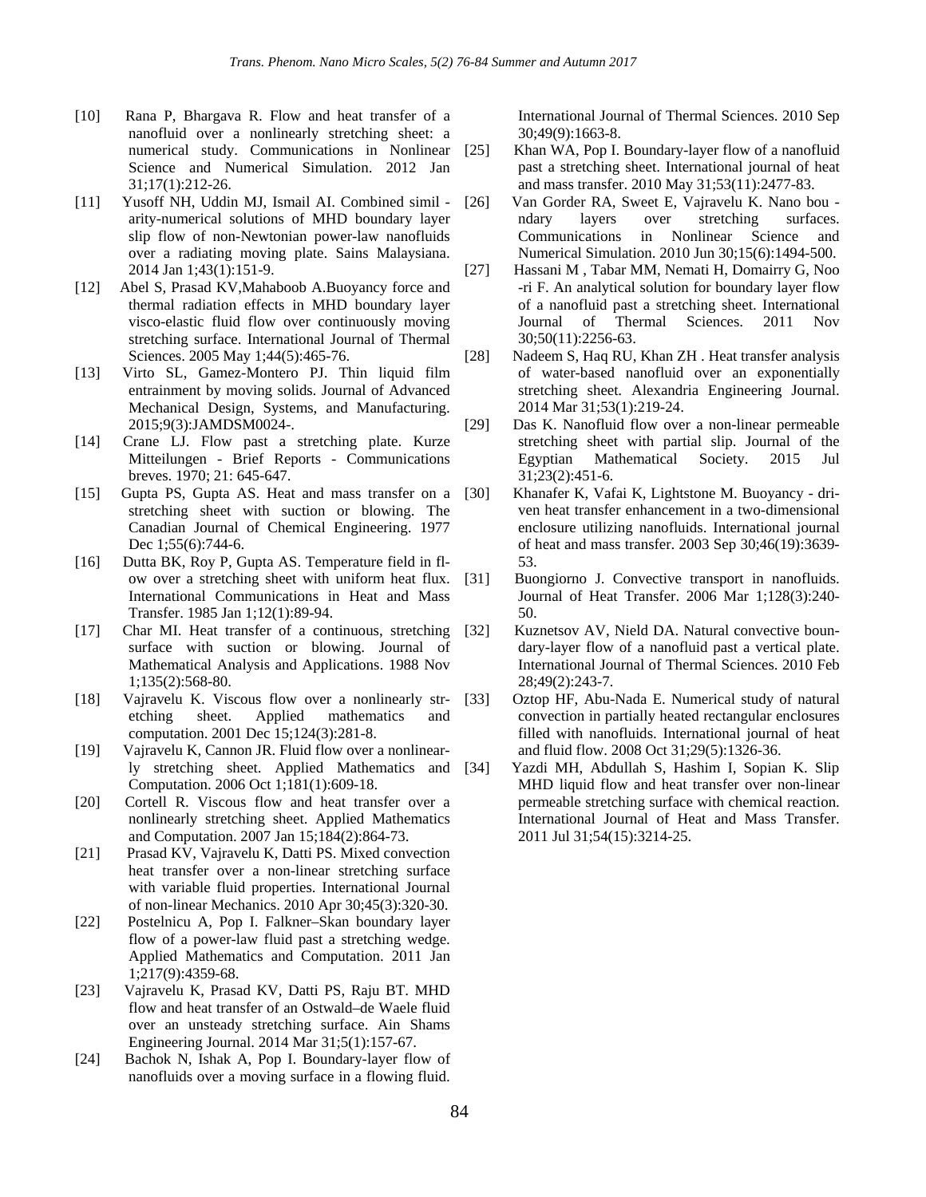[10] Rana P, Bhargava R. Flow and heat transfer of a nanofluid over a nonlinearly stretching sheet: a numerical study. Communications in Nonlinear Science and Numerical Simulation. 2012 Jan 31;17(1):212-26.

[11] Yusoff NH, Uddin MJ, Ismail AI. Combined similarity-numerical solutions of MHD boundary layer slip flow of non-Newtonian power-law nanofluids over a radiating moving plate. Sains Malaysiana. 2014 Jan 1;43(1):151-9.

[12] Abel S, Prasad KV,Mahaboob A.Buoyancy force and thermal radiation effects in MHD boundary layer visco-elastic fluid flow over continuously moving stretching surface. International Journal of Thermal Sciences. 2005 May 1;44(5):465-76.

[13] Virto SL, Gamez-Montero PJ. Thin liquid film entrainment by moving solids. Journal of Advanced Mechanical Design, Systems, and Manufacturing. 2015;9(3):JAMDSM0024-.

[14] Crane LJ. Flow past a stretching plate. Kurze Mitteilungen - Brief Reports - Communications breves. 1970; 21: 645-647.

[15] Gupta PS, Gupta AS. Heat and mass transfer on a stretching sheet with suction or blowing. The Canadian Journal of Chemical Engineering. 1977 Dec 1;55(6):744-6.

[16] Dutta BK, Roy P, Gupta AS. Temperature field in flow over a stretching sheet with uniform heat flux. International Communications in Heat and Mass Transfer. 1985 Jan 1;12(1):89-94.

[17] Char MI. Heat transfer of a continuous, stretching surface with suction or blowing. Journal of Mathematical Analysis and Applications. 1988 Nov 1;135(2):568-80.

[18] Vajravelu K. Viscous flow over a nonlinearly stretching sheet. Applied mathematics and computation. 2001 Dec 15;124(3):281-8.

[19] Vajravelu K, Cannon JR. Fluid flow over a nonlinearly stretching sheet. Applied Mathematics and Computation. 2006 Oct 1;181(1):609-18.

[20] Cortell R. Viscous flow and heat transfer over a nonlinearly stretching sheet. Applied Mathematics and Computation. 2007 Jan 15;184(2):864-73.

[21] Prasad KV, Vajravelu K, Datti PS. Mixed convection heat transfer over a non-linear stretching surface with variable fluid properties. International Journal of non-linear Mechanics. 2010 Apr 30;45(3):320-30.

[22] Postelnicu A, Pop I. Falkner–Skan boundary layer flow of a power-law fluid past a stretching wedge. Applied Mathematics and Computation. 2011 Jan 1;217(9):4359-68.

[23] Vajravelu K, Prasad KV, Datti PS, Raju BT. MHD flow and heat transfer of an Ostwald–de Waele fluid over an unsteady stretching surface. Ain Shams Engineering Journal. 2014 Mar 31;5(1):157-67.

[24] Bachok N, Ishak A, Pop I. Boundary-layer flow of nanofluids over a moving surface in a flowing fluid. International Journal of Thermal Sciences. 2010 Sep 30;49(9):1663-8.

[25] Khan WA, Pop I. Boundary-layer flow of a nanofluid past a stretching sheet. International journal of heat and mass transfer. 2010 May 31;53(11):2477-83.

[26] Van Gorder RA, Sweet E, Vajravelu K. Nano boundary layers over stretching surfaces. Communications in Nonlinear Science and Numerical Simulation. 2010 Jun 30;15(6):1494-500.

[27] Hassani M , Tabar MM, Nemati H, Domairry G, Noori F. An analytical solution for boundary layer flow of a nanofluid past a stretching sheet. International Journal of Thermal Sciences. 2011 Nov 30;50(11):2256-63.

[28] Nadeem S, Haq RU, Khan ZH . Heat transfer analysis of water-based nanofluid over an exponentially stretching sheet. Alexandria Engineering Journal. 2014 Mar 31;53(1):219-24.

[29] Das K. Nanofluid flow over a non-linear permeable stretching sheet with partial slip. Journal of the Egyptian Mathematical Society. 2015 Jul 31;23(2):451-6.

[30] Khanafer K, Vafai K, Lightstone M. Buoyancy - driven heat transfer enhancement in a two-dimensional enclosure utilizing nanofluids. International journal of heat and mass transfer. 2003 Sep 30;46(19):3639-53.

[31] Buongiorno J. Convective transport in nanofluids. Journal of Heat Transfer. 2006 Mar 1;128(3):240-50.

[32] Kuznetsov AV, Nield DA. Natural convective boundary-layer flow of a nanofluid past a vertical plate. International Journal of Thermal Sciences. 2010 Feb 28;49(2):243-7.

[33] Oztop HF, Abu-Nada E. Numerical study of natural convection in partially heated rectangular enclosures filled with nanofluids. International journal of heat and fluid flow. 2008 Oct 31;29(5):1326-36.

[34] Yazdi MH, Abdullah S, Hashim I, Sopian K. Slip MHD liquid flow and heat transfer over non-linear permeable stretching surface with chemical reaction. International Journal of Heat and Mass Transfer. 2011 Jul 31;54(15):3214-25.